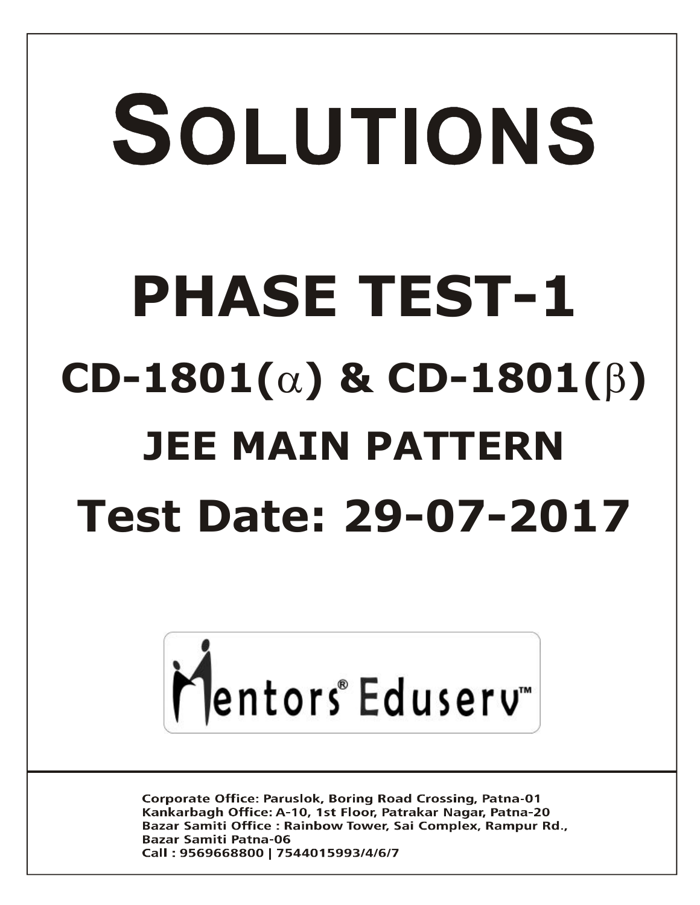# SOLUTIONS

# PHASE TEST-1

## CD-1801($\alpha$) & CD-1801($\beta$)

## JEE MAIN PATTERN

## Test Date: 29-07-2017

Mentors® Eduserv™

**Corporate Office: Paruslok, Boring Road Crossing, Patna-01**
**Kankarbagh Office: A-10, 1st Floor, Patrakar Nagar, Patna-20**
**Bazar Samiti Office : Rainbow Tower, Sai Complex, Rampur Rd., Bazar Samiti Patna-06**
**Call : 9569668800 | 7544015993/4/6/7**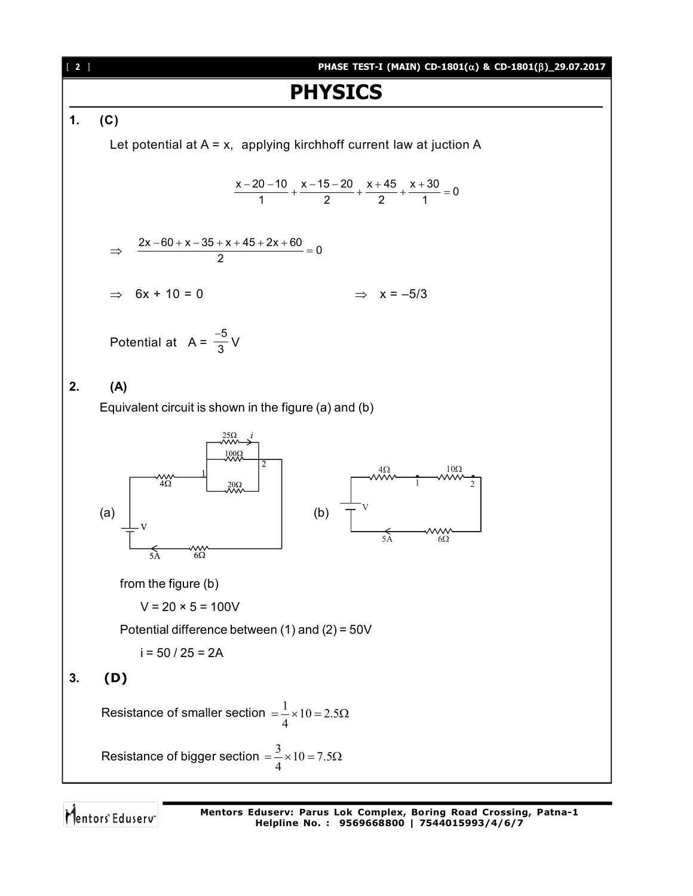# PHYSICS

**1.** **(C)**

Let potential at A = x, applying kirchhoff current law at juction A

$$\frac{x-20-10}{1}+\frac{x-15-20}{2}+\frac{x+45}{2}+\frac{x+30}{1}=0$$

$\Rightarrow \quad \frac{2x-60+x-35+x+45+2x+60}{2}=0$

$\Rightarrow \quad 6x + 10 = 0 \qquad\qquad \Rightarrow \quad x = -5/3$

Potential at A = $\frac{-5}{3}$ V

**2.** **(A)**

Equivalent circuit is shown in the figure (a) and (b)

from the figure (b)

V = 20 × 5 = 100V

Potential difference between (1) and (2) = 50V

i = 50 / 25 = 2A

**3.** **(D)**

Resistance of smaller section $=\frac{1}{4}\times 10=2.5\Omega$

Resistance of bigger section $=\frac{3}{4}\times 10=7.5\Omega$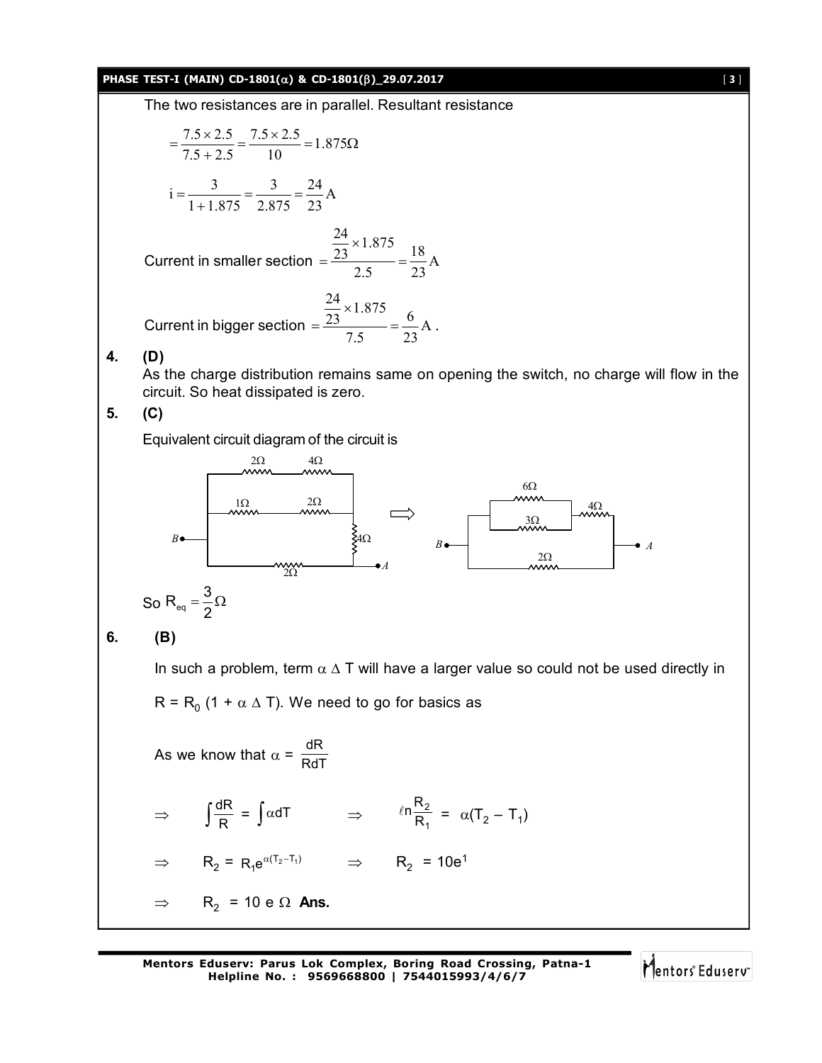The two resistances are in parallel. Resultant resistance

$$= \frac{7.5 \times 2.5}{7.5 + 2.5} = \frac{7.5 \times 2.5}{10} = 1.875\Omega$$

$$i = \frac{3}{1 + 1.875} = \frac{3}{2.875} = \frac{24}{23} \text{A}$$

Current in smaller section $= \dfrac{\frac{24}{23} \times 1.875}{2.5} = \dfrac{18}{23} \text{A}$

Current in bigger section $= \dfrac{\frac{24}{23} \times 1.875}{7.5} = \dfrac{6}{23} \text{A}$.

**4. (D)**

As the charge distribution remains same on opening the switch, no charge will flow in the circuit. So heat dissipated is zero.

**5. (C)**

Equivalent circuit diagram of the circuit is

So $R_{eq} = \dfrac{3}{2}\Omega$

**6. (B)**

In such a problem, term $\alpha \Delta T$ will have a larger value so could not be used directly in

$R = R_0 (1 + \alpha \Delta T)$. We need to go for basics as

As we know that $\alpha = \dfrac{dR}{RdT}$

$\Rightarrow \quad \int \dfrac{dR}{R} = \int \alpha dT \quad \Rightarrow \quad \ell n \dfrac{R_2}{R_1} = \alpha(T_2 - T_1)$

$\Rightarrow \quad R_2 = R_1 e^{\alpha(T_2 - T_1)} \quad \Rightarrow \quad R_2 = 10e^1$

$\Rightarrow \quad R_2 = 10 \text{ e } \Omega$ **Ans.**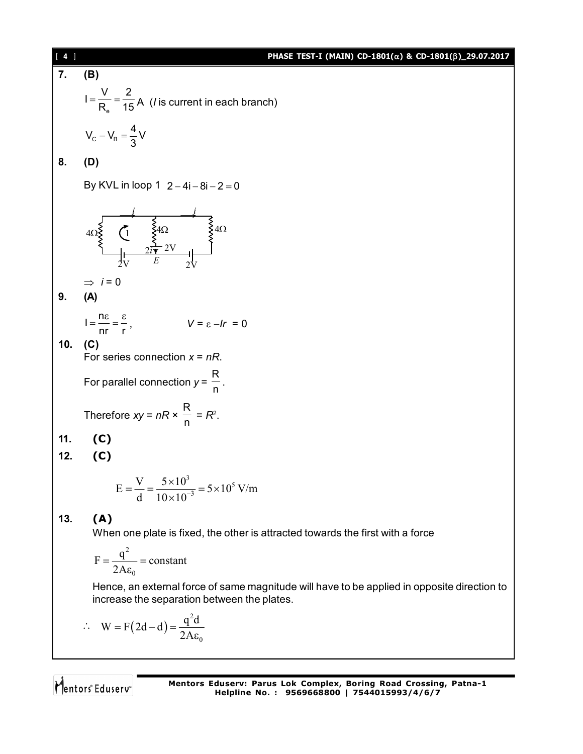**7.** **(B)**

$I = \frac{V}{R_e} = \frac{2}{15}$ A ($I$ is current in each branch)

$V_C - V_B = \frac{4}{3}$ V

**8.** **(D)**

By KVL in loop 1 $2 - 4i - 8i - 2 = 0$

$\Rightarrow$ $i = 0$

**9.** **(A)**

$I = \frac{n\varepsilon}{nr} = \frac{\varepsilon}{r}$, $V = \varepsilon - Ir = 0$

**10.** **(C)**

For series connection $x = nR$.

For parallel connection $y = \frac{R}{n}$.

Therefore $xy = nR \times \frac{R}{n} = R^2$.

**11.** **(C)**

**12.** **(C)**

$$E = \frac{V}{d} = \frac{5 \times 10^3}{10 \times 10^{-3}} = 5 \times 10^5 \text{ V/m}$$

**13.** **(A)**

When one plate is fixed, the other is attracted towards the first with a force

$$F = \frac{q^2}{2A\varepsilon_0} = \text{constant}$$

Hence, an external force of same magnitude will have to be applied in opposite direction to increase the separation between the plates.

$$\therefore \quad W = F(2d - d) = \frac{q^2 d}{2A\varepsilon_0}$$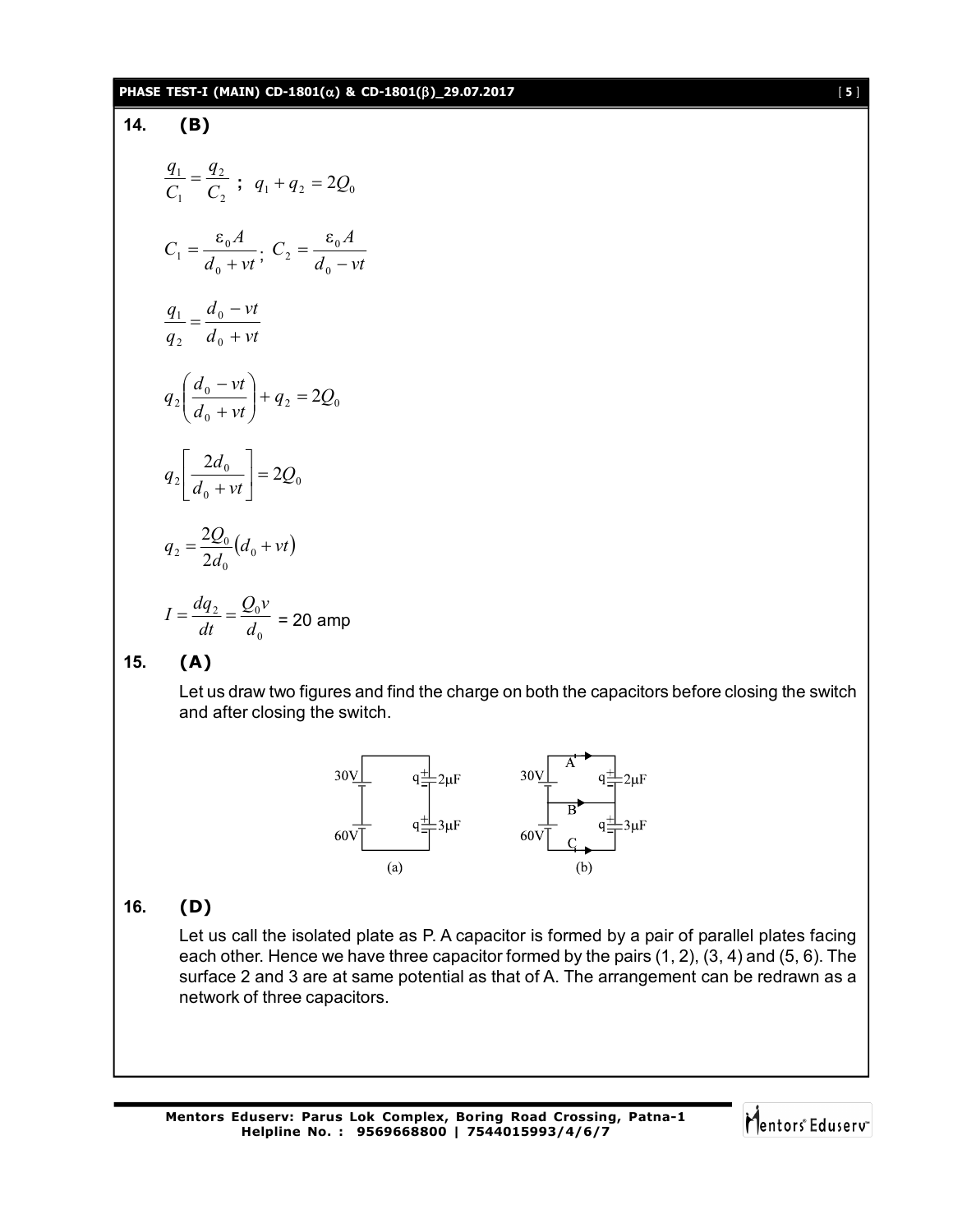**14. (B)**

$$\frac{q_1}{C_1} = \frac{q_2}{C_2} \; ; \; q_1 + q_2 = 2Q_0$$

$$C_1 = \frac{\varepsilon_0 A}{d_0 + vt}; \; C_2 = \frac{\varepsilon_0 A}{d_0 - vt}$$

$$\frac{q_1}{q_2} = \frac{d_0 - vt}{d_0 + vt}$$

$$q_2\left(\frac{d_0 - vt}{d_0 + vt}\right) + q_2 = 2Q_0$$

$$q_2\left[\frac{2d_0}{d_0 + vt}\right] = 2Q_0$$

$$q_2 = \frac{2Q_0}{2d_0}\left(d_0 + vt\right)$$

$$I = \frac{dq_2}{dt} = \frac{Q_0 v}{d_0} = 20 \text{ amp}$$

**15. (A)**

Let us draw two figures and find the charge on both the capacitors before closing the switch and after closing the switch.

(a) (b)

**16. (D)**

Let us call the isolated plate as P. A capacitor is formed by a pair of parallel plates facing each other. Hence we have three capacitor formed by the pairs (1, 2), (3, 4) and (5, 6). The surface 2 and 3 are at same potential as that of A. The arrangement can be redrawn as a network of three capacitors.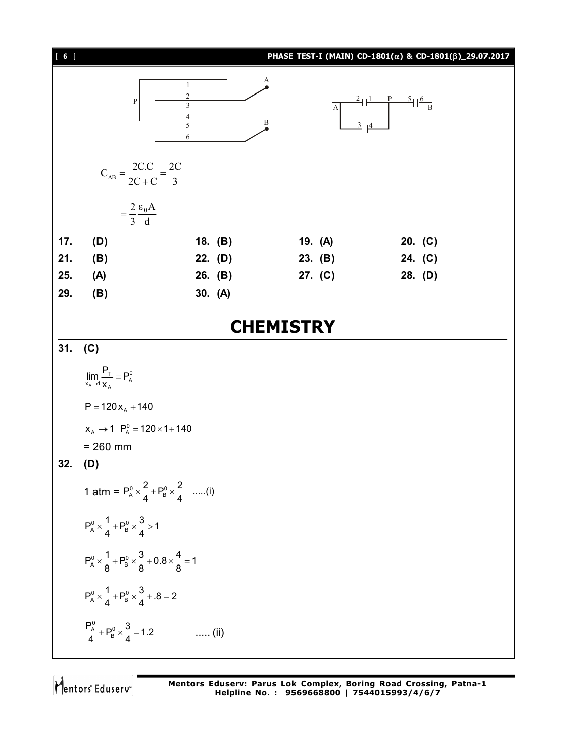$$C_{AB} = \frac{2C.C}{2C + C} = \frac{2C}{3}$$

$$= \frac{2}{3}\frac{\varepsilon_0 A}{d}$$

| | | | |
|---|---|---|---|
| **17. (D)** | **18. (B)** | **19. (A)** | **20. (C)** |
| **21. (B)** | **22. (D)** | **23. (B)** | **24. (C)** |
| **25. (A)** | **26. (B)** | **27. (C)** | **28. (D)** |
| **29. (B)** | **30. (A)** | | |

# CHEMISTRY

**31. (C)**

$$\lim_{x_A \to 1} \frac{P_T}{x_A} = P_A^0$$

$P = 120 x_A + 140$

$x_A \to 1 \;\; P_A^0 = 120 \times 1 + 140$

= 260 mm

**32. (D)**

1 atm = $P_A^0 \times \frac{2}{4} + P_B^0 \times \frac{2}{4}$ .....(i)

$$P_A^0 \times \frac{1}{4} + P_B^0 \times \frac{3}{4} > 1$$

$$P_A^0 \times \frac{1}{8} + P_B^0 \times \frac{3}{8} + 0.8 \times \frac{4}{8} = 1$$

$$P_A^0 \times \frac{1}{4} + P_B^0 \times \frac{3}{4} + .8 = 2$$

$$\frac{P_A^0}{4} + P_B^0 \times \frac{3}{4} = 1.2 \qquad \text{..... (ii)}$$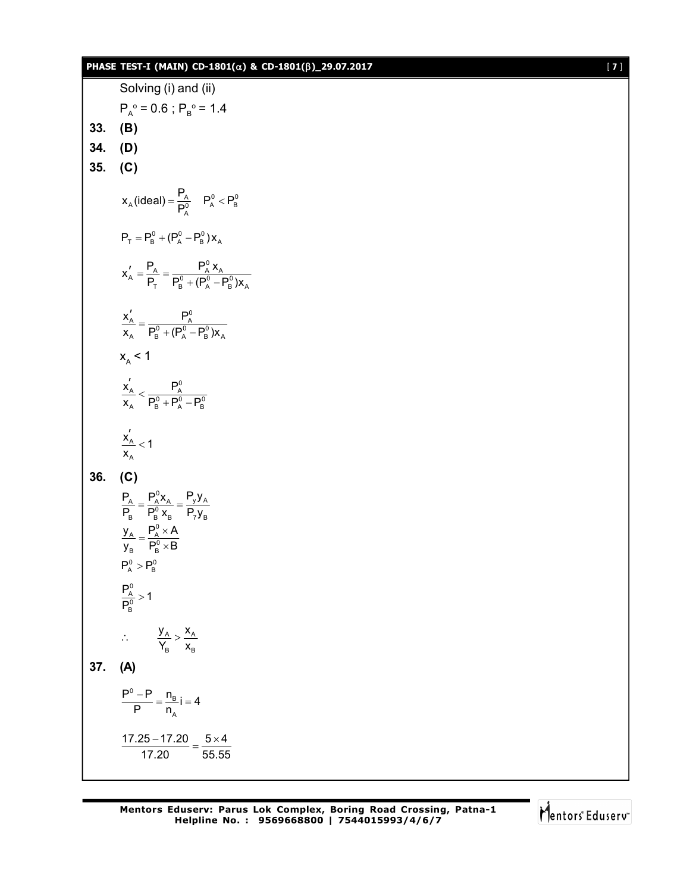Solving (i) and (ii)

$P_A^o = 0.6$ ; $P_B^o = 1.4$

**33.** **(B)**

**34.** **(D)**

**35.** **(C)**

$$x_A(\text{ideal}) = \frac{P_A}{P_A^0} \quad P_A^0 < P_B^0$$

$$P_T = P_B^0 + (P_A^0 - P_B^0)x_A$$

$$x_A' = \frac{P_A}{P_T} = \frac{P_A^0 x_A}{P_B^0 + (P_A^0 - P_B^0)x_A}$$

$$\frac{x_A'}{x_A} = \frac{P_A^0}{P_B^0 + (P_A^0 - P_B^0)x_A}$$

$x_A < 1$

$$\frac{x_A'}{x_A} < \frac{P_A^0}{P_B^0 + P_A^0 - P_B^0}$$

$$\frac{x_A'}{x_A} < 1$$

**36.** **(C)**

$$\frac{P_A}{P_B} = \frac{P_A^0 x_A}{P_B^0 x_B} = \frac{P_y y_A}{P_7 y_B}$$

$$\frac{y_A}{y_B} = \frac{P_A^0 \times A}{P_B^0 \times B}$$

$$P_A^0 > P_B^0$$

$$\frac{P_A^0}{P_B^0} > 1$$

$$\therefore \quad \frac{y_A}{Y_B} > \frac{x_A}{x_B}$$

**37.** **(A)**

$$\frac{P^0 - P}{P} = \frac{n_B}{n_A} i = 4$$

$$\frac{17.25 - 17.20}{17.20} = \frac{5 \times 4}{55.55}$$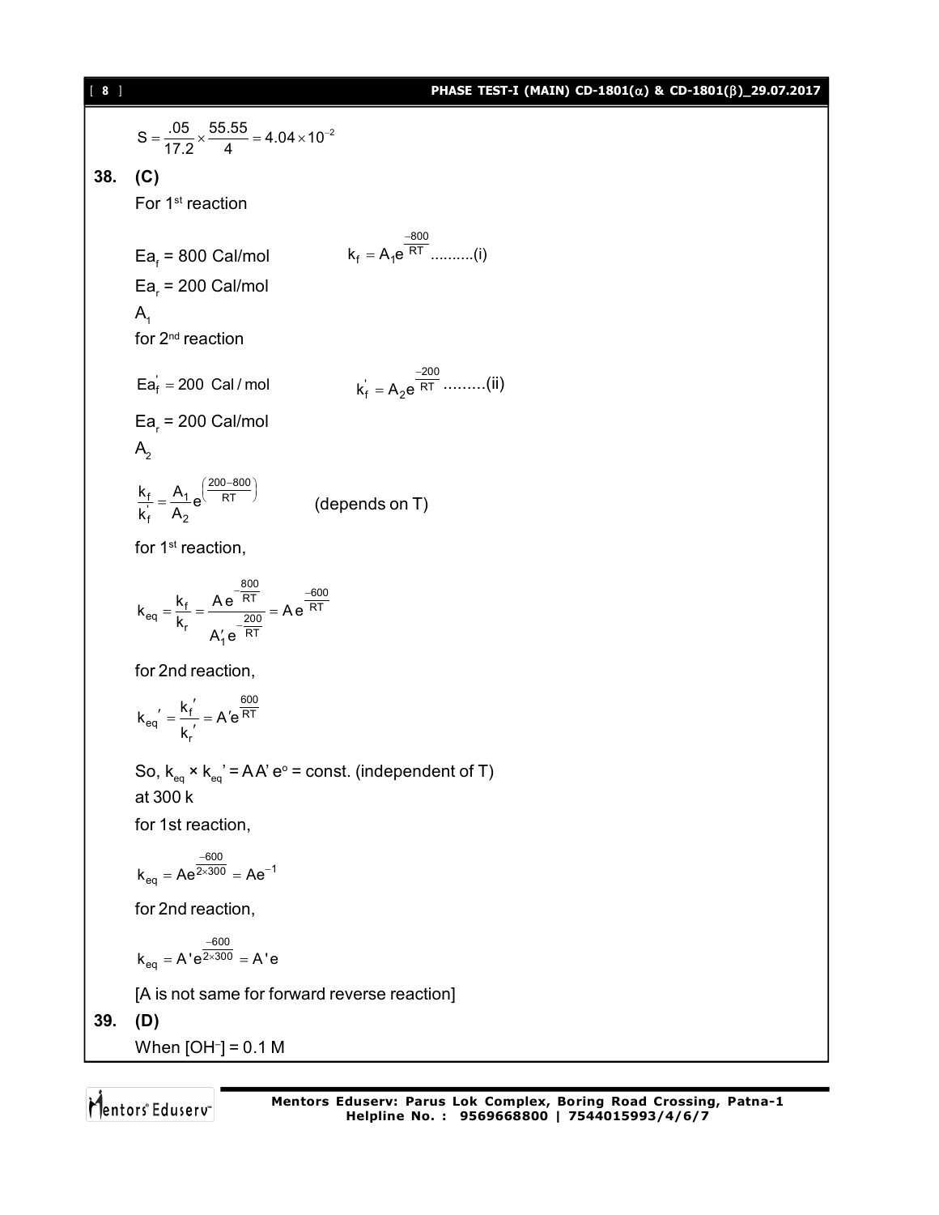$$S = \frac{.05}{17.2} \times \frac{55.55}{4} = 4.04 \times 10^{-2}$$

**38. (C)**

For 1st reaction

$Ea_f$ = 800 Cal/mol $\qquad k_f = A_1 e^{\frac{-800}{RT}}$ ..........(i)

$Ea_r$ = 200 Cal/mol

$A_1$

for 2nd reaction

$Ea_f' = 200$ Cal / mol $\qquad k_f' = A_2 e^{\frac{-200}{RT}}$ .........(ii)

$Ea_r$ = 200 Cal/mol

$A_2$

$$\frac{k_f}{k_f'} = \frac{A_1}{A_2} e^{\left(\frac{200-800}{RT}\right)} \qquad \text{(depends on T)}$$

for 1st reaction,

$$k_{eq} = \frac{k_f}{k_r} = \frac{A e^{-\frac{800}{RT}}}{A_1' e^{-\frac{200}{RT}}} = A e^{\frac{-600}{RT}}$$

for 2nd reaction,

$$k_{eq}' = \frac{k_f'}{k_r'} = A' e^{\frac{600}{RT}}$$

So, $k_{eq} \times k_{eq}' = AA' e^{o}$ = const. (independent of T)

at 300 k

for 1st reaction,

$$k_{eq} = A e^{\frac{-600}{2 \times 300}} = A e^{-1}$$

for 2nd reaction,

$$k_{eq} = A' e^{\frac{-600}{2 \times 300}} = A' e$$

[A is not same for forward reverse reaction]

**39. (D)**

When $[OH^-]$ = 0.1 M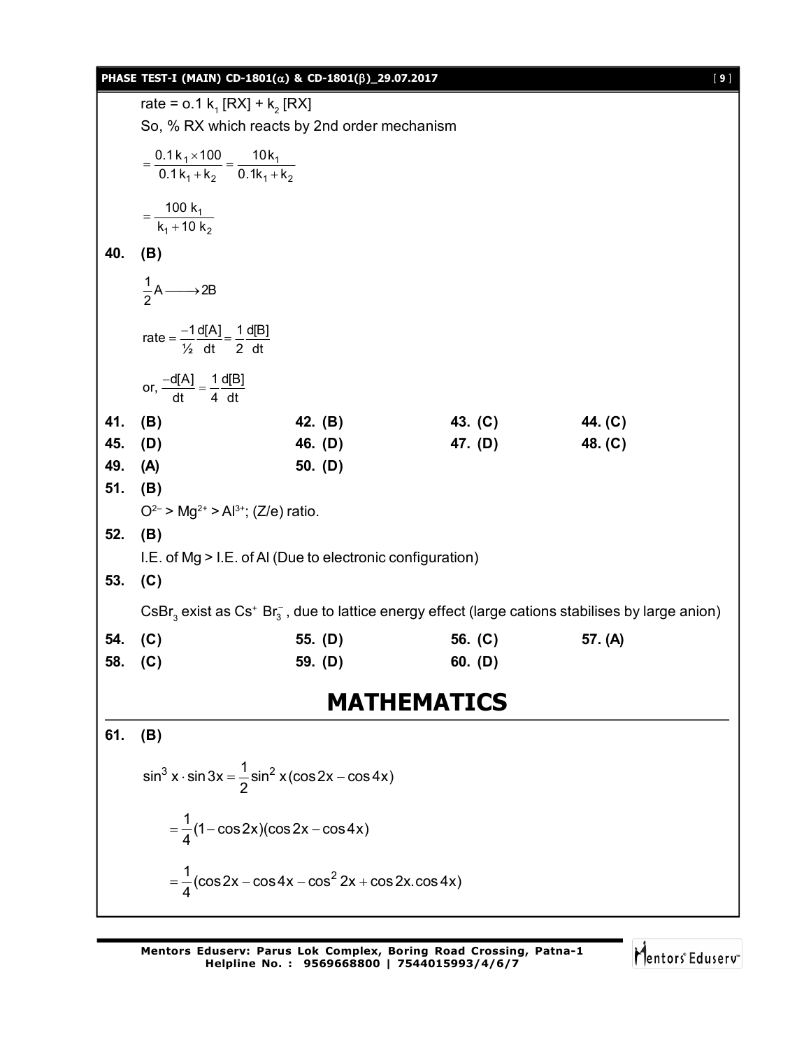rate = o.1 $k_1$ [RX] + $k_2$ [RX]

So, % RX which reacts by 2nd order mechanism

$$= \frac{0.1\,k_1 \times 100}{0.1\,k_1 + k_2} = \frac{10\,k_1}{0.1k_1 + k_2}$$

$$= \frac{100\,k_1}{k_1 + 10\,k_2}$$

**40. (B)**

$$\frac{1}{2}A \longrightarrow 2B$$

$$\text{rate} = \frac{-1}{½}\frac{d[A]}{dt} = \frac{1}{2}\frac{d[B]}{dt}$$

$$\text{or, } \frac{-d[A]}{dt} = \frac{1}{4}\frac{d[B]}{dt}$$

| | | | |
|---|---|---|---|
| **41. (B)** | **42. (B)** | **43. (C)** | **44. (C)** |
| **45. (D)** | **46. (D)** | **47. (D)** | **48. (C)** |
| **49. (A)** | **50. (D)** | | |

**51. (B)**

$O^{2-} > Mg^{2+} > Al^{3+}$; (Z/e) ratio.

**52. (B)**

I.E. of Mg > I.E. of Al (Due to electronic configuration)

**53. (C)**

$CsBr_3$ exist as $Cs^+$ $Br_3^-$, due to lattice energy effect (large cations stabilises by large anion)

| | | | |
|---|---|---|---|
| **54. (C)** | **55. (D)** | **56. (C)** | **57. (A)** |
| **58. (C)** | **59. (D)** | **60. (D)** | |

# MATHEMATICS

**61. (B)**

$$\sin^3 x \cdot \sin 3x = \frac{1}{2}\sin^2 x(\cos 2x - \cos 4x)$$

$$= \frac{1}{4}(1 - \cos 2x)(\cos 2x - \cos 4x)$$

$$= \frac{1}{4}(\cos 2x - \cos 4x - \cos^2 2x + \cos 2x.\cos 4x)$$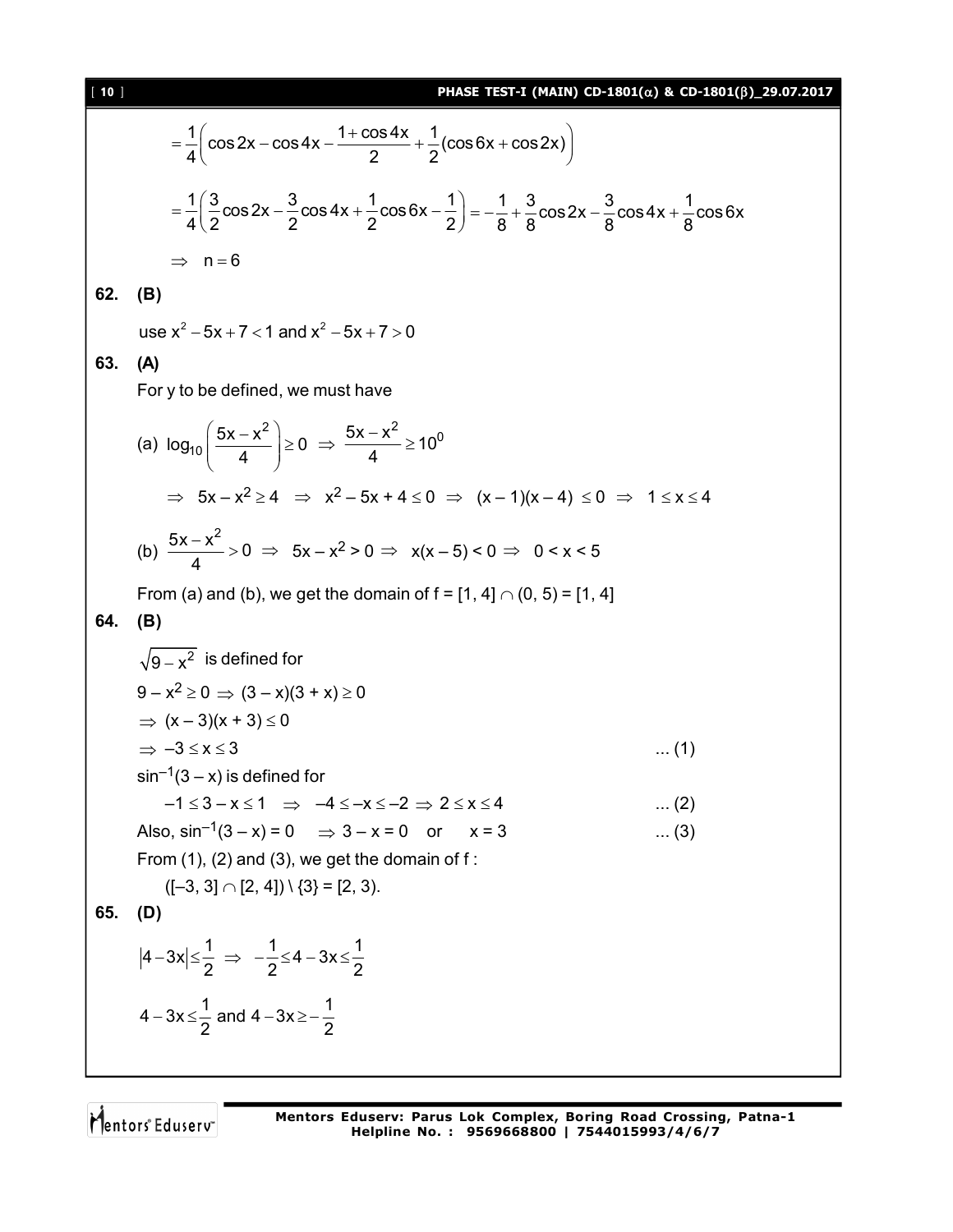$$= \frac{1}{4}\left(\cos 2x - \cos 4x - \frac{1+\cos 4x}{2} + \frac{1}{2}(\cos 6x + \cos 2x)\right)$$

$$= \frac{1}{4}\left(\frac{3}{2}\cos 2x - \frac{3}{2}\cos 4x + \frac{1}{2}\cos 6x - \frac{1}{2}\right) = -\frac{1}{8} + \frac{3}{8}\cos 2x - \frac{3}{8}\cos 4x + \frac{1}{8}\cos 6x$$

$$\Rightarrow \quad n = 6$$

**62. (B)**

use $x^2 - 5x + 7 < 1$ and $x^2 - 5x + 7 > 0$

**63. (A)**

For y to be defined, we must have

(a) $\log_{10}\left(\frac{5x - x^2}{4}\right) \geq 0 \;\Rightarrow\; \frac{5x - x^2}{4} \geq 10^0$

$\Rightarrow\; 5x - x^2 \geq 4 \;\Rightarrow\; x^2 - 5x + 4 \leq 0 \;\Rightarrow\; (x-1)(x-4) \leq 0 \;\Rightarrow\; 1 \leq x \leq 4$

(b) $\frac{5x - x^2}{4} > 0 \;\Rightarrow\; 5x - x^2 > 0 \Rightarrow\; x(x-5) < 0 \Rightarrow\; 0 < x < 5$

From (a) and (b), we get the domain of f = $[1, 4] \cap (0, 5) = [1, 4]$

**64. (B)**

$\sqrt{9 - x^2}$ is defined for

$9 - x^2 \geq 0 \Rightarrow (3 - x)(3 + x) \geq 0$

$\Rightarrow (x - 3)(x + 3) \leq 0$

$\Rightarrow -3 \leq x \leq 3$ ... (1)

$\sin^{-1}(3 - x)$ is defined for

$-1 \leq 3 - x \leq 1 \;\Rightarrow\; -4 \leq -x \leq -2 \Rightarrow 2 \leq x \leq 4$ ... (2)

Also, $\sin^{-1}(3 - x) = 0 \;\Rightarrow 3 - x = 0$ or $x = 3$ ... (3)

From (1), (2) and (3), we get the domain of f :

$([-3, 3] \cap [2, 4]) \setminus \{3\} = [2, 3)$.

**65. (D)**

$|4 - 3x| \leq \frac{1}{2} \;\Rightarrow\; -\frac{1}{2} \leq 4 - 3x \leq \frac{1}{2}$

$4 - 3x \leq \frac{1}{2}$ and $4 - 3x \geq -\frac{1}{2}$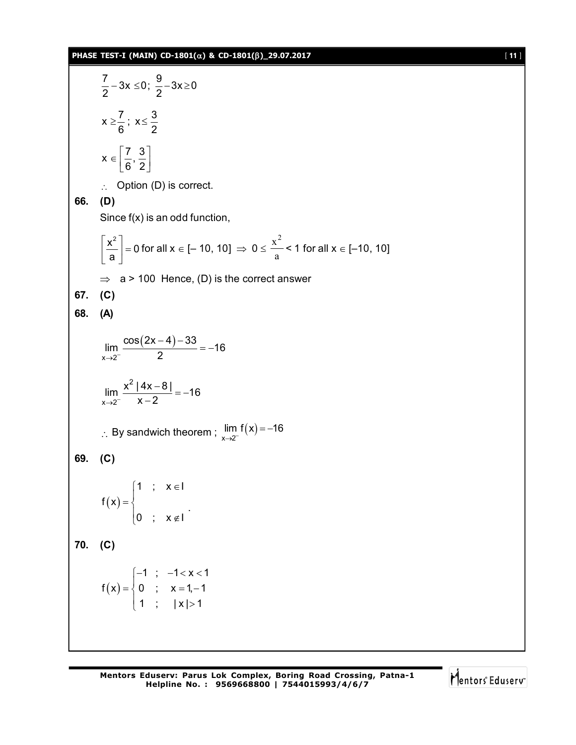$$\frac{7}{2}-3x \le 0;\ \frac{9}{2}-3x \ge 0$$

$$x \ge \frac{7}{6};\ x \le \frac{3}{2}$$

$$x \in \left[\frac{7}{6}, \frac{3}{2}\right]$$

$\therefore$ Option (D) is correct.

**66. (D)**

Since f(x) is an odd function,

$\left[\frac{x^2}{a}\right] = 0$ for all $x \in [-10, 10] \Rightarrow 0 \le \frac{x^2}{a} < 1$ for all $x \in [-10, 10]$

$\Rightarrow$ a > 100 Hence, (D) is the correct answer

**67. (C)**

**68. (A)**

$$\lim_{x \to 2^-} \frac{\cos(2x-4)-33}{2} = -16$$

$$\lim_{x \to 2^-} \frac{x^2 |4x-8|}{x-2} = -16$$

$\therefore$ By sandwich theorem ; $\lim_{x \to 2^-} f(x) = -16$

**69. (C)**

$$f(x) = \begin{cases} 1 & ; \quad x \in I \\ 0 & ; \quad x \notin I \end{cases}.$$

**70. (C)**

$$f(x) = \begin{cases} -1 & ; \quad -1 < x < 1 \\ 0 & ; \quad x = 1, -1 \\ 1 & ; \quad |x| > 1 \end{cases}$$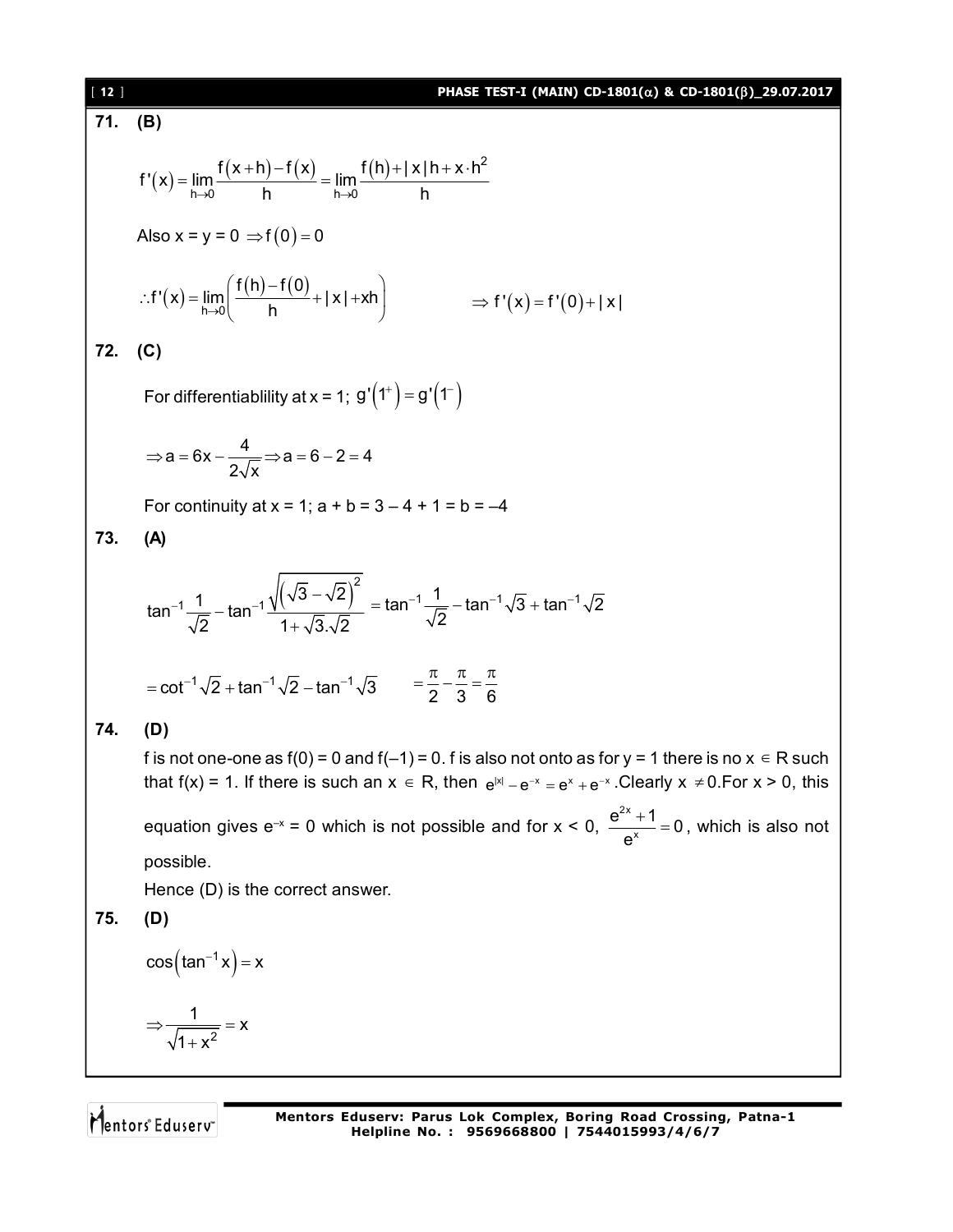**71. (B)**

$$f'(x) = \lim_{h\to 0}\frac{f(x+h)-f(x)}{h} = \lim_{h\to 0}\frac{f(h)+|x|h+x\cdot h^2}{h}$$

Also x = y = 0 $\Rightarrow f(0)=0$

$$\therefore f'(x) = \lim_{h\to 0}\left(\frac{f(h)-f(0)}{h}+|x|+xh\right) \qquad \Rightarrow f'(x)=f'(0)+|x|$$

**72. (C)**

For differentiablility at x = 1; $g'(1^+)=g'(1^-)$

$$\Rightarrow a = 6x - \frac{4}{2\sqrt{x}} \Rightarrow a = 6-2=4$$

For continuity at x = 1; a + b = 3 – 4 + 1 = b = –4

**73. (A)**

$$\tan^{-1}\frac{1}{\sqrt{2}} - \tan^{-1}\frac{\sqrt{\left(\sqrt{3}-\sqrt{2}\right)^2}}{1+\sqrt{3}.\sqrt{2}} = \tan^{-1}\frac{1}{\sqrt{2}} - \tan^{-1}\sqrt{3} + \tan^{-1}\sqrt{2}$$

$$= \cot^{-1}\sqrt{2} + \tan^{-1}\sqrt{2} - \tan^{-1}\sqrt{3} \qquad = \frac{\pi}{2}-\frac{\pi}{3}=\frac{\pi}{6}$$

**74. (D)**

f is not one-one as f(0) = 0 and f(–1) = 0. f is also not onto as for y = 1 there is no $x \in R$ such that f(x) = 1. If there is such an $x \in R$, then $e^{|x|}-e^{-x}=e^{x}+e^{-x}$. Clearly $x \neq 0$. For x > 0, this equation gives $e^{-x}=0$ which is not possible and for x < 0, $\frac{e^{2x}+1}{e^{x}}=0$, which is also not possible.

Hence (D) is the correct answer.

**75. (D)**

$$\cos\left(\tan^{-1}x\right)=x$$

$$\Rightarrow \frac{1}{\sqrt{1+x^2}}=x$$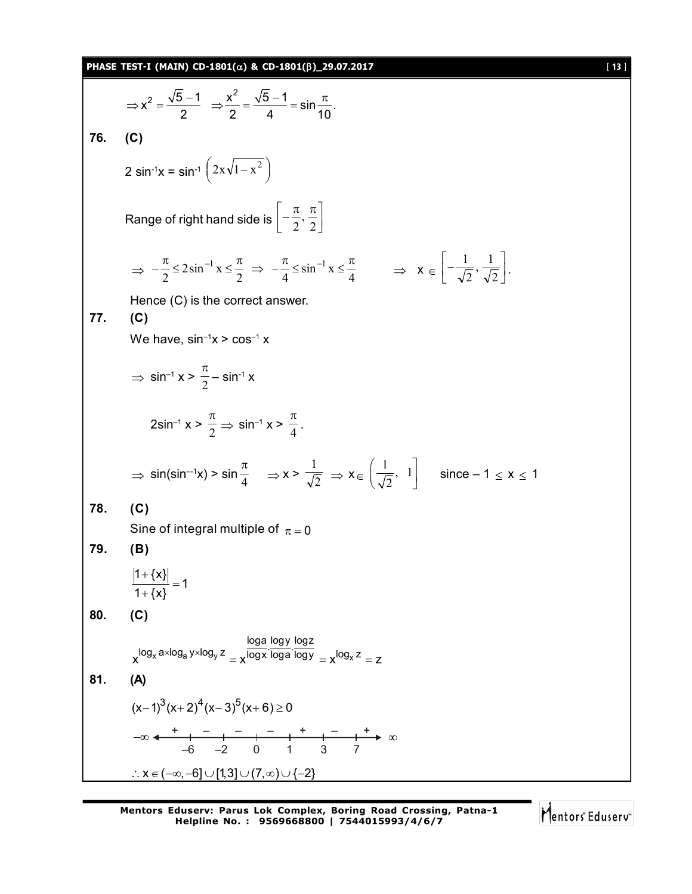$$\Rightarrow x^2 = \frac{\sqrt{5}-1}{2} \quad \Rightarrow \frac{x^2}{2} = \frac{\sqrt{5}-1}{4} = \sin\frac{\pi}{10}.$$

**76. (C)**

$2\sin^{-1}x = \sin^{-1}\left(2x\sqrt{1-x^2}\right)$

Range of right hand side is $\left[-\frac{\pi}{2}, \frac{\pi}{2}\right]$

$$\Rightarrow -\frac{\pi}{2} \le 2\sin^{-1}x \le \frac{\pi}{2} \Rightarrow -\frac{\pi}{4} \le \sin^{-1}x \le \frac{\pi}{4} \qquad \Rightarrow x \in \left[-\frac{1}{\sqrt{2}}, \frac{1}{\sqrt{2}}\right].$$

Hence (C) is the correct answer.

**77. (C)**

We have, $\sin^{-1}x > \cos^{-1}x$

$\Rightarrow \sin^{-1}x > \frac{\pi}{2} - \sin^{-1}x$

$2\sin^{-1}x > \frac{\pi}{2} \Rightarrow \sin^{-1}x > \frac{\pi}{4}.$

$\Rightarrow \sin(\sin^{-1}x) > \sin\frac{\pi}{4} \quad \Rightarrow x > \frac{1}{\sqrt{2}} \Rightarrow x \in \left(\frac{1}{\sqrt{2}}, 1\right]$ since $-1 \le x \le 1$

**78. (C)**

Sine of integral multiple of $\pi = 0$

**79. (B)**

$$\frac{|1+\{x\}|}{1+\{x\}} = 1$$

**80. (C)**

$$x^{\log_x a \times \log_a y \times \log_y z} = x^{\frac{\log a}{\log x}\cdot\frac{\log y}{\log a}\cdot\frac{\log z}{\log y}} = x^{\log_x z} = z$$

**81. (A)**

$(x-1)^3(x+2)^4(x-3)^5(x+6) \ge 0$

Sign scheme: $-\infty$ + $-6$ − $-2$ − $0$ − $1$ + $3$ − $7$ + $\infty$

$\therefore x \in (-\infty, -6] \cup [1,3] \cup (7,\infty) \cup \{-2\}$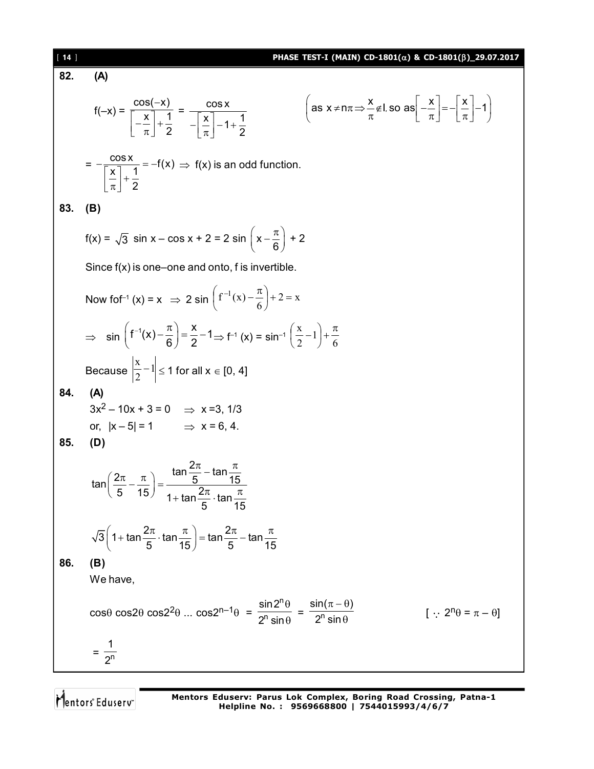**82. (A)**

$$f(-x) = \frac{\cos(-x)}{\left[-\frac{x}{\pi}\right]+\frac{1}{2}} = \frac{\cos x}{-\left[\frac{x}{\pi}\right]-1+\frac{1}{2}} \qquad \left(\text{as } x \neq n\pi \Rightarrow \frac{x}{\pi} \notin I, \text{ so as} \left[-\frac{x}{\pi}\right] = -\left[\frac{x}{\pi}\right]-1\right)$$

$$= -\frac{\cos x}{\left[\frac{x}{\pi}\right]+\frac{1}{2}} = -f(x) \Rightarrow f(x) \text{ is an odd function.}$$

**83. (B)**

$f(x) = \sqrt{3} \sin x - \cos x + 2 = 2 \sin\left(x - \frac{\pi}{6}\right) + 2$

Since f(x) is one–one and onto, f is invertible.

Now $fof^{-1}(x) = x \Rightarrow 2 \sin\left(f^{-1}(x) - \frac{\pi}{6}\right) + 2 = x$

$\Rightarrow \sin\left(f^{-1}(x) - \frac{\pi}{6}\right) = \frac{x}{2} - 1 \Rightarrow f^{-1}(x) = \sin^{-1}\left(\frac{x}{2} - 1\right) + \frac{\pi}{6}$

Because $\left|\frac{x}{2} - 1\right| \leq 1$ for all $x \in [0, 4]$

**84. (A)**

$3x^2 - 10x + 3 = 0 \quad \Rightarrow x = 3, 1/3$

or, $|x - 5| = 1 \quad \Rightarrow x = 6, 4.$

**85. (D)**

$$\tan\left(\frac{2\pi}{5} - \frac{\pi}{15}\right) = \frac{\tan\frac{2\pi}{5} - \tan\frac{\pi}{15}}{1 + \tan\frac{2\pi}{5} \cdot \tan\frac{\pi}{15}}$$

$$\sqrt{3}\left(1 + \tan\frac{2\pi}{5} \cdot \tan\frac{\pi}{15}\right) = \tan\frac{2\pi}{5} - \tan\frac{\pi}{15}$$

**86. (B)**

We have,

$$\cos\theta \cos 2\theta \cos 2^2\theta \ldots \cos 2^{n-1}\theta = \frac{\sin 2^n\theta}{2^n \sin\theta} = \frac{\sin(\pi - \theta)}{2^n \sin\theta} \qquad [\because 2^n\theta = \pi - \theta]$$

$$= \frac{1}{2^n}$$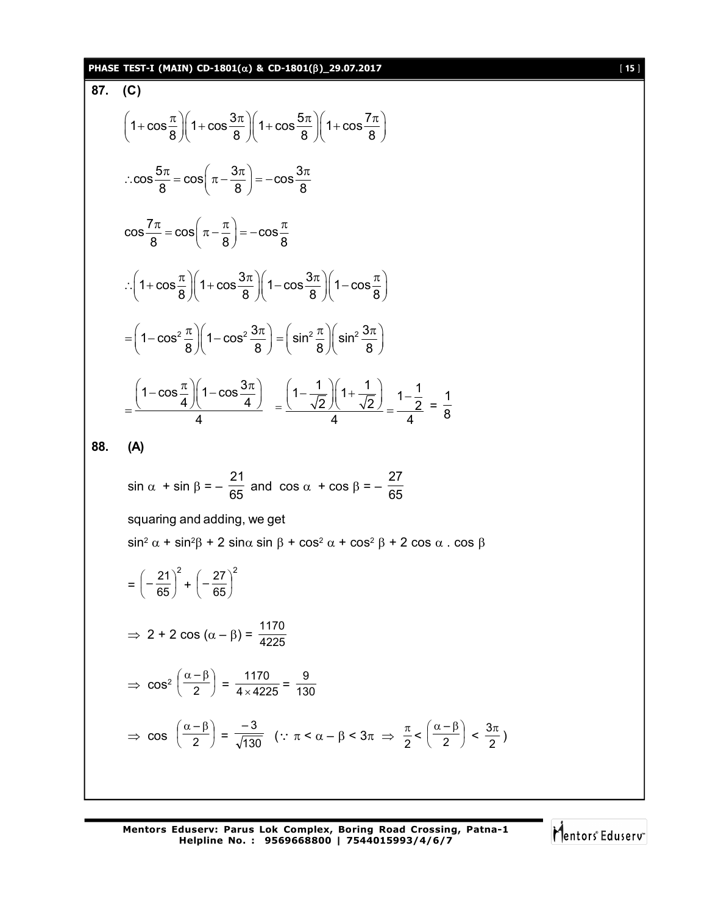**87. (C)**

$$\left(1+\cos\frac{\pi}{8}\right)\left(1+\cos\frac{3\pi}{8}\right)\left(1+\cos\frac{5\pi}{8}\right)\left(1+\cos\frac{7\pi}{8}\right)$$

$$\therefore \cos\frac{5\pi}{8} = \cos\left(\pi - \frac{3\pi}{8}\right) = -\cos\frac{3\pi}{8}$$

$$\cos\frac{7\pi}{8} = \cos\left(\pi - \frac{\pi}{8}\right) = -\cos\frac{\pi}{8}$$

$$\therefore \left(1+\cos\frac{\pi}{8}\right)\left(1+\cos\frac{3\pi}{8}\right)\left(1-\cos\frac{3\pi}{8}\right)\left(1-\cos\frac{\pi}{8}\right)$$

$$= \left(1-\cos^2\frac{\pi}{8}\right)\left(1-\cos^2\frac{3\pi}{8}\right) = \left(\sin^2\frac{\pi}{8}\right)\left(\sin^2\frac{3\pi}{8}\right)$$

$$= \frac{\left(1-\cos\frac{\pi}{4}\right)\left(1-\cos\frac{3\pi}{4}\right)}{4} = \frac{\left(1-\frac{1}{\sqrt{2}}\right)\left(1+\frac{1}{\sqrt{2}}\right)}{4} = \frac{1-\frac{1}{2}}{4} = \frac{1}{8}$$

**88. (A)**

$\sin\alpha + \sin\beta = -\dfrac{21}{65}$ and $\cos\alpha + \cos\beta = -\dfrac{27}{65}$

squaring and adding, we get

$\sin^2\alpha + \sin^2\beta + 2\sin\alpha\sin\beta + \cos^2\alpha + \cos^2\beta + 2\cos\alpha \cdot \cos\beta$

$$= \left(-\frac{21}{65}\right)^2 + \left(-\frac{27}{65}\right)^2$$

$$\Rightarrow 2 + 2\cos(\alpha - \beta) = \frac{1170}{4225}$$

$$\Rightarrow \cos^2\left(\frac{\alpha-\beta}{2}\right) = \frac{1170}{4 \times 4225} = \frac{9}{130}$$

$$\Rightarrow \cos\left(\frac{\alpha-\beta}{2}\right) = \frac{-3}{\sqrt{130}} \quad \left(\because \pi < \alpha - \beta < 3\pi \Rightarrow \frac{\pi}{2} < \left(\frac{\alpha-\beta}{2}\right) < \frac{3\pi}{2}\right)$$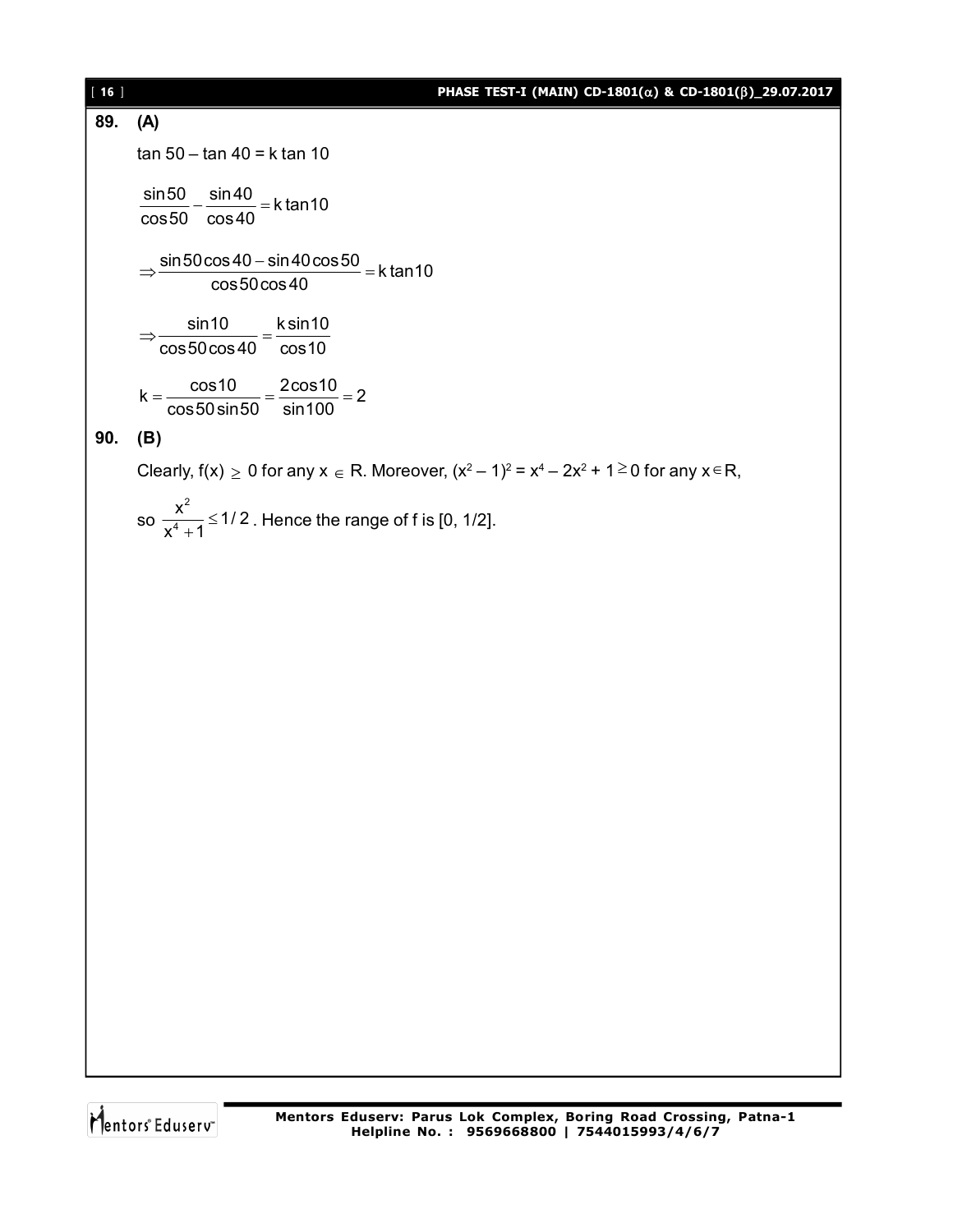**89. (A)**

tan 50 – tan 40 = k tan 10

$$\frac{\sin 50}{\cos 50} - \frac{\sin 40}{\cos 40} = k \tan 10$$

$$\Rightarrow \frac{\sin 50 \cos 40 - \sin 40 \cos 50}{\cos 50 \cos 40} = k \tan 10$$

$$\Rightarrow \frac{\sin 10}{\cos 50 \cos 40} = \frac{k \sin 10}{\cos 10}$$

$$k = \frac{\cos 10}{\cos 50 \sin 50} = \frac{2 \cos 10}{\sin 100} = 2$$

**90. (B)**

Clearly, $f(x) \geq 0$ for any $x \in R$. Moreover, $(x^2 - 1)^2 = x^4 - 2x^2 + 1 \geq 0$ for any $x \in R$,

so $\frac{x^2}{x^4 + 1} \leq 1/2$. Hence the range of f is [0, 1/2].